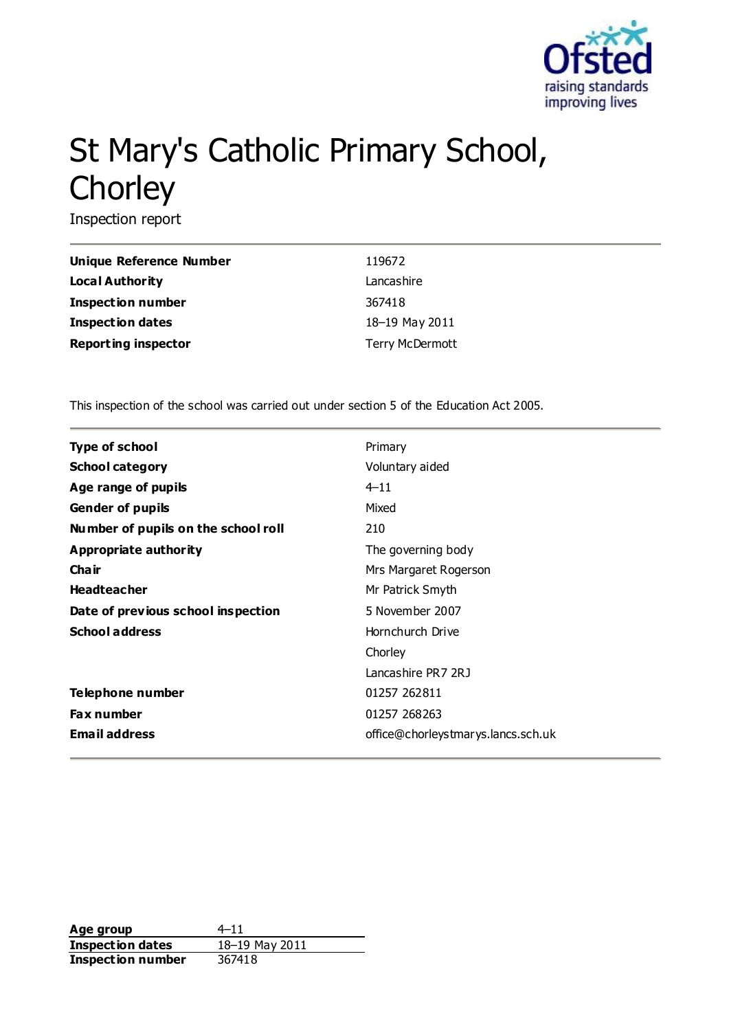# St Mary's Catholic Primary School, Chorley

Inspection report

| | |
|---|---|
| **Unique Reference Number** | 119672 |
| **Local Authority** | Lancashire |
| **Inspection number** | 367418 |
| **Inspection dates** | 18–19 May 2011 |
| **Reporting inspector** | Terry McDermott |

This inspection of the school was carried out under section 5 of the Education Act 2005.

| | |
|---|---|
| **Type of school** | Primary |
| **School category** | Voluntary aided |
| **Age range of pupils** | 4–11 |
| **Gender of pupils** | Mixed |
| **Number of pupils on the school roll** | 210 |
| **Appropriate authority** | The governing body |
| **Chair** | Mrs Margaret Rogerson |
| **Headteacher** | Mr Patrick Smyth |
| **Date of previous school inspection** | 5 November 2007 |
| **School address** | Hornchurch Drive<br>Chorley<br>Lancashire PR7 2RJ |
| **Telephone number** | 01257 262811 |
| **Fax number** | 01257 268263 |
| **Email address** | office@chorleystmarys.lancs.sch.uk |

| | |
|---|---|
| **Age group** | 4–11 |
| **Inspection dates** | 18–19 May 2011 |
| **Inspection number** | 367418 |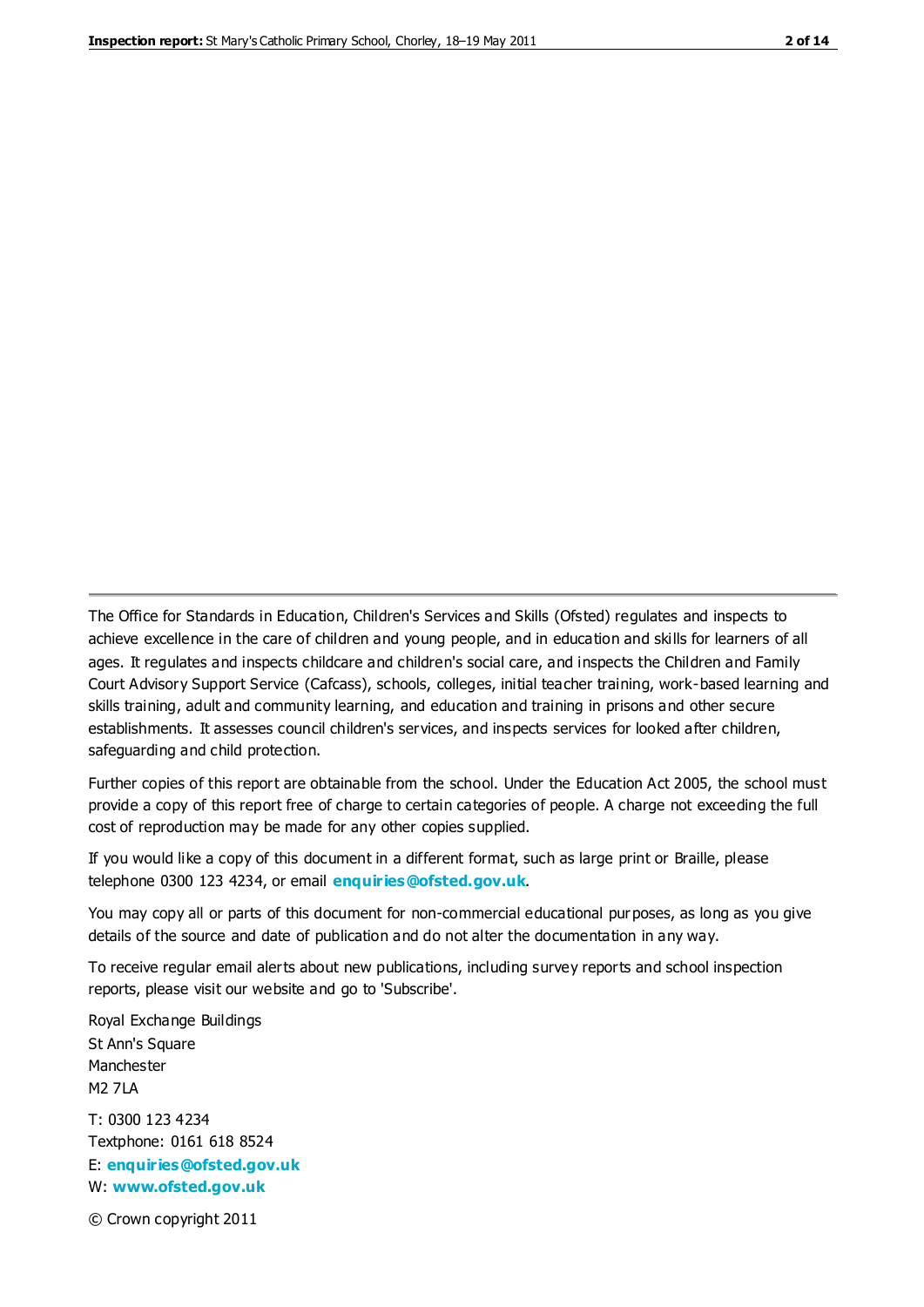The Office for Standards in Education, Children's Services and Skills (Ofsted) regulates and inspects to achieve excellence in the care of children and young people, and in education and skills for learners of all ages. It regulates and inspects childcare and children's social care, and inspects the Children and Family Court Advisory Support Service (Cafcass), schools, colleges, initial teacher training, work-based learning and skills training, adult and community learning, and education and training in prisons and other secure establishments. It assesses council children's services, and inspects services for looked after children, safeguarding and child protection.

Further copies of this report are obtainable from the school. Under the Education Act 2005, the school must provide a copy of this report free of charge to certain categories of people. A charge not exceeding the full cost of reproduction may be made for any other copies supplied.

If you would like a copy of this document in a different format, such as large print or Braille, please telephone 0300 123 4234, or email **enquiries@ofsted.gov.uk**.

You may copy all or parts of this document for non-commercial educational purposes, as long as you give details of the source and date of publication and do not alter the documentation in any way.

To receive regular email alerts about new publications, including survey reports and school inspection reports, please visit our website and go to 'Subscribe'.

Royal Exchange Buildings
St Ann's Square
Manchester
M2 7LA

T: 0300 123 4234
Textphone: 0161 618 8524
E: **enquiries@ofsted.gov.uk**
W: **www.ofsted.gov.uk**

© Crown copyright 2011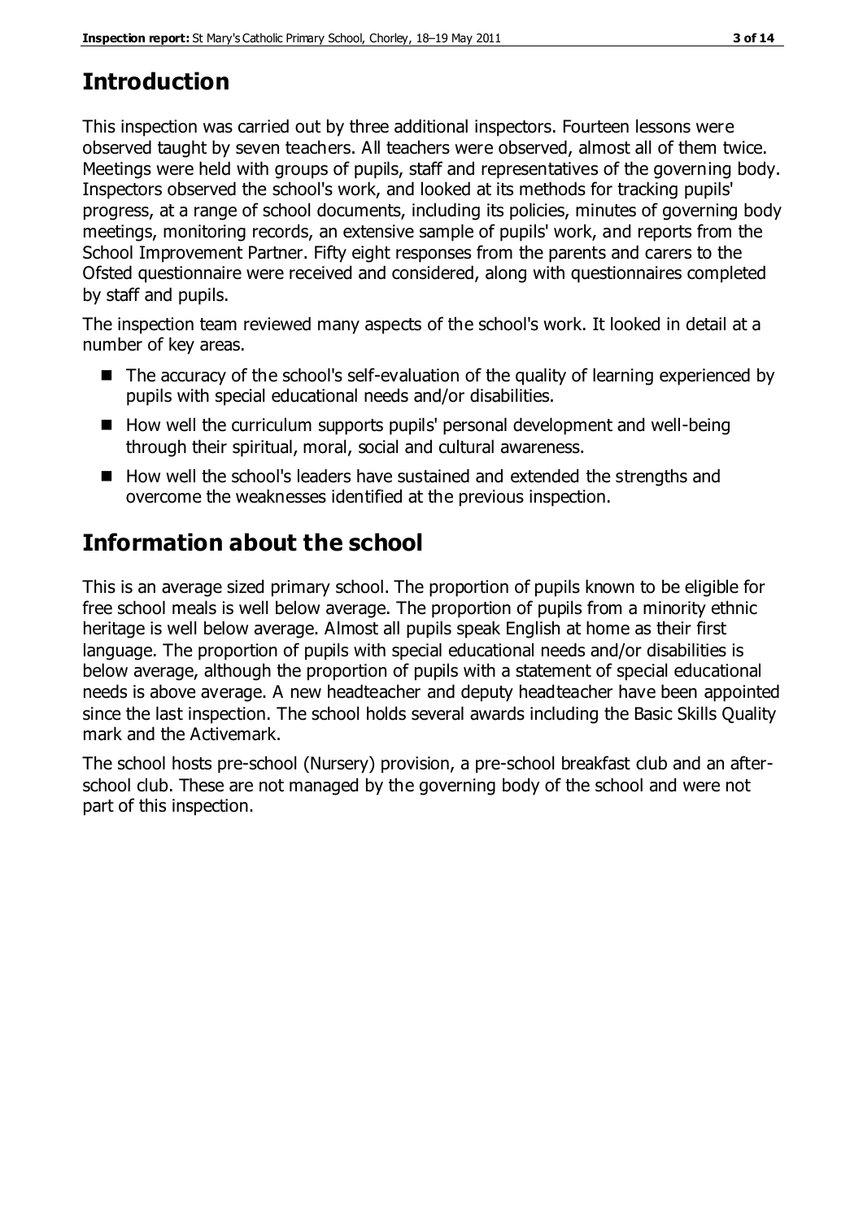## Introduction

This inspection was carried out by three additional inspectors. Fourteen lessons were observed taught by seven teachers. All teachers were observed, almost all of them twice. Meetings were held with groups of pupils, staff and representatives of the governing body. Inspectors observed the school's work, and looked at its methods for tracking pupils' progress, at a range of school documents, including its policies, minutes of governing body meetings, monitoring records, an extensive sample of pupils' work, and reports from the School Improvement Partner. Fifty eight responses from the parents and carers to the Ofsted questionnaire were received and considered, along with questionnaires completed by staff and pupils.

The inspection team reviewed many aspects of the school's work. It looked in detail at a number of key areas.

- The accuracy of the school's self-evaluation of the quality of learning experienced by pupils with special educational needs and/or disabilities.
- How well the curriculum supports pupils' personal development and well-being through their spiritual, moral, social and cultural awareness.
- How well the school's leaders have sustained and extended the strengths and overcome the weaknesses identified at the previous inspection.

## Information about the school

This is an average sized primary school. The proportion of pupils known to be eligible for free school meals is well below average. The proportion of pupils from a minority ethnic heritage is well below average. Almost all pupils speak English at home as their first language. The proportion of pupils with special educational needs and/or disabilities is below average, although the proportion of pupils with a statement of special educational needs is above average. A new headteacher and deputy headteacher have been appointed since the last inspection. The school holds several awards including the Basic Skills Quality mark and the Activemark.

The school hosts pre-school (Nursery) provision, a pre-school breakfast club and an after-school club. These are not managed by the governing body of the school and were not part of this inspection.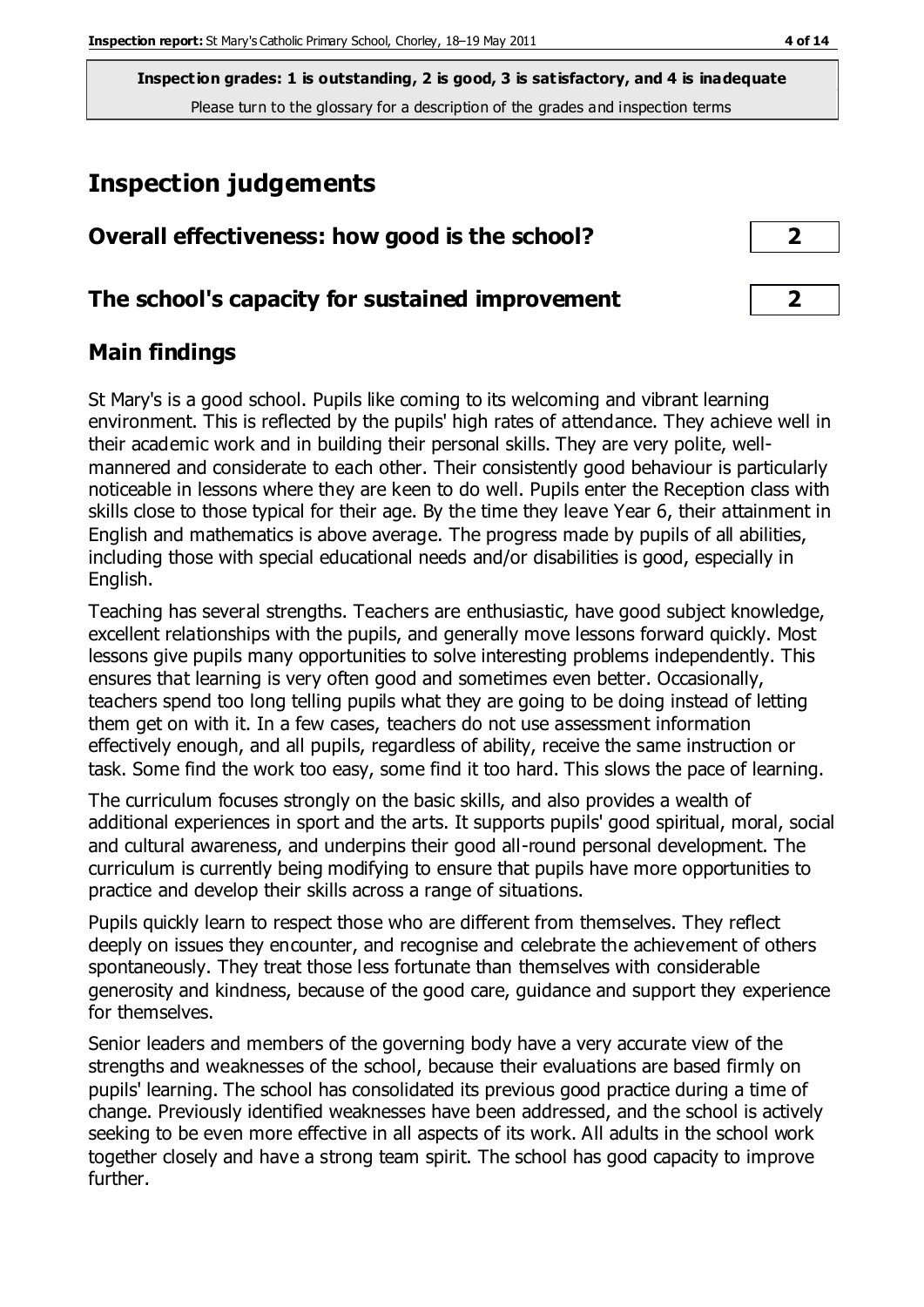**Inspection grades: 1 is outstanding, 2 is good, 3 is satisfactory, and 4 is inadequate**
Please turn to the glossary for a description of the grades and inspection terms

# Inspection judgements

## Overall effectiveness: how good is the school? — 2

## The school's capacity for sustained improvement — 2

## Main findings

St Mary's is a good school. Pupils like coming to its welcoming and vibrant learning environment. This is reflected by the pupils' high rates of attendance. They achieve well in their academic work and in building their personal skills. They are very polite, well-mannered and considerate to each other. Their consistently good behaviour is particularly noticeable in lessons where they are keen to do well. Pupils enter the Reception class with skills close to those typical for their age. By the time they leave Year 6, their attainment in English and mathematics is above average. The progress made by pupils of all abilities, including those with special educational needs and/or disabilities is good, especially in English.

Teaching has several strengths. Teachers are enthusiastic, have good subject knowledge, excellent relationships with the pupils, and generally move lessons forward quickly. Most lessons give pupils many opportunities to solve interesting problems independently. This ensures that learning is very often good and sometimes even better. Occasionally, teachers spend too long telling pupils what they are going to be doing instead of letting them get on with it. In a few cases, teachers do not use assessment information effectively enough, and all pupils, regardless of ability, receive the same instruction or task. Some find the work too easy, some find it too hard. This slows the pace of learning.

The curriculum focuses strongly on the basic skills, and also provides a wealth of additional experiences in sport and the arts. It supports pupils' good spiritual, moral, social and cultural awareness, and underpins their good all-round personal development. The curriculum is currently being modifying to ensure that pupils have more opportunities to practice and develop their skills across a range of situations.

Pupils quickly learn to respect those who are different from themselves. They reflect deeply on issues they encounter, and recognise and celebrate the achievement of others spontaneously. They treat those less fortunate than themselves with considerable generosity and kindness, because of the good care, guidance and support they experience for themselves.

Senior leaders and members of the governing body have a very accurate view of the strengths and weaknesses of the school, because their evaluations are based firmly on pupils' learning. The school has consolidated its previous good practice during a time of change. Previously identified weaknesses have been addressed, and the school is actively seeking to be even more effective in all aspects of its work. All adults in the school work together closely and have a strong team spirit. The school has good capacity to improve further.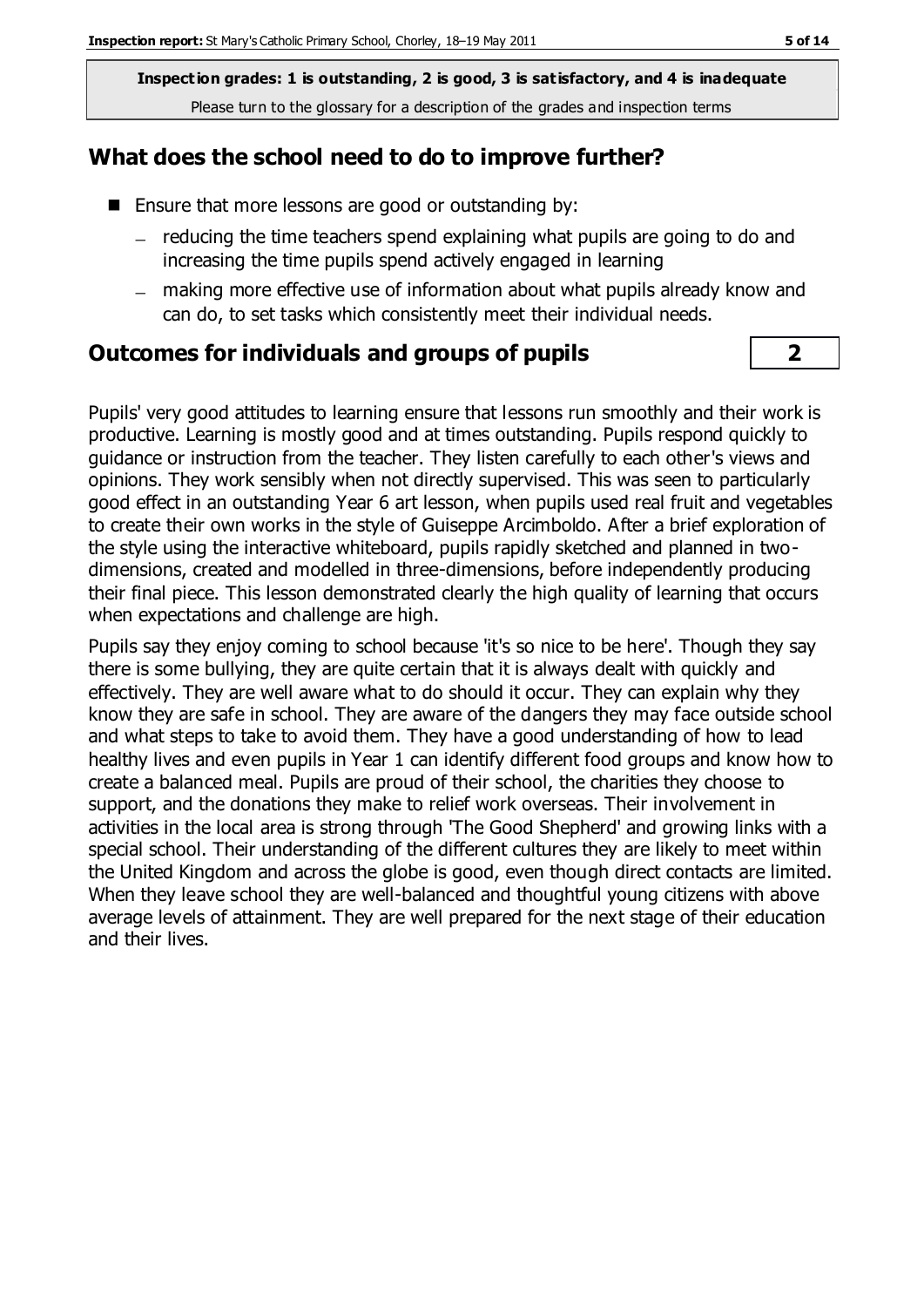**Inspection grades: 1 is outstanding, 2 is good, 3 is satisfactory, and 4 is inadequate**
Please turn to the glossary for a description of the grades and inspection terms

## What does the school need to do to improve further?

- Ensure that more lessons are good or outstanding by:
  - reducing the time teachers spend explaining what pupils are going to do and increasing the time pupils spend actively engaged in learning
  - making more effective use of information about what pupils already know and can do, to set tasks which consistently meet their individual needs.

## Outcomes for individuals and groups of pupils | 2

Pupils' very good attitudes to learning ensure that lessons run smoothly and their work is productive. Learning is mostly good and at times outstanding. Pupils respond quickly to guidance or instruction from the teacher. They listen carefully to each other's views and opinions. They work sensibly when not directly supervised. This was seen to particularly good effect in an outstanding Year 6 art lesson, when pupils used real fruit and vegetables to create their own works in the style of Guiseppe Arcimboldo. After a brief exploration of the style using the interactive whiteboard, pupils rapidly sketched and planned in two-dimensions, created and modelled in three-dimensions, before independently producing their final piece. This lesson demonstrated clearly the high quality of learning that occurs when expectations and challenge are high.

Pupils say they enjoy coming to school because 'it's so nice to be here'. Though they say there is some bullying, they are quite certain that it is always dealt with quickly and effectively. They are well aware what to do should it occur. They can explain why they know they are safe in school. They are aware of the dangers they may face outside school and what steps to take to avoid them. They have a good understanding of how to lead healthy lives and even pupils in Year 1 can identify different food groups and know how to create a balanced meal. Pupils are proud of their school, the charities they choose to support, and the donations they make to relief work overseas. Their involvement in activities in the local area is strong through 'The Good Shepherd' and growing links with a special school. Their understanding of the different cultures they are likely to meet within the United Kingdom and across the globe is good, even though direct contacts are limited. When they leave school they are well-balanced and thoughtful young citizens with above average levels of attainment. They are well prepared for the next stage of their education and their lives.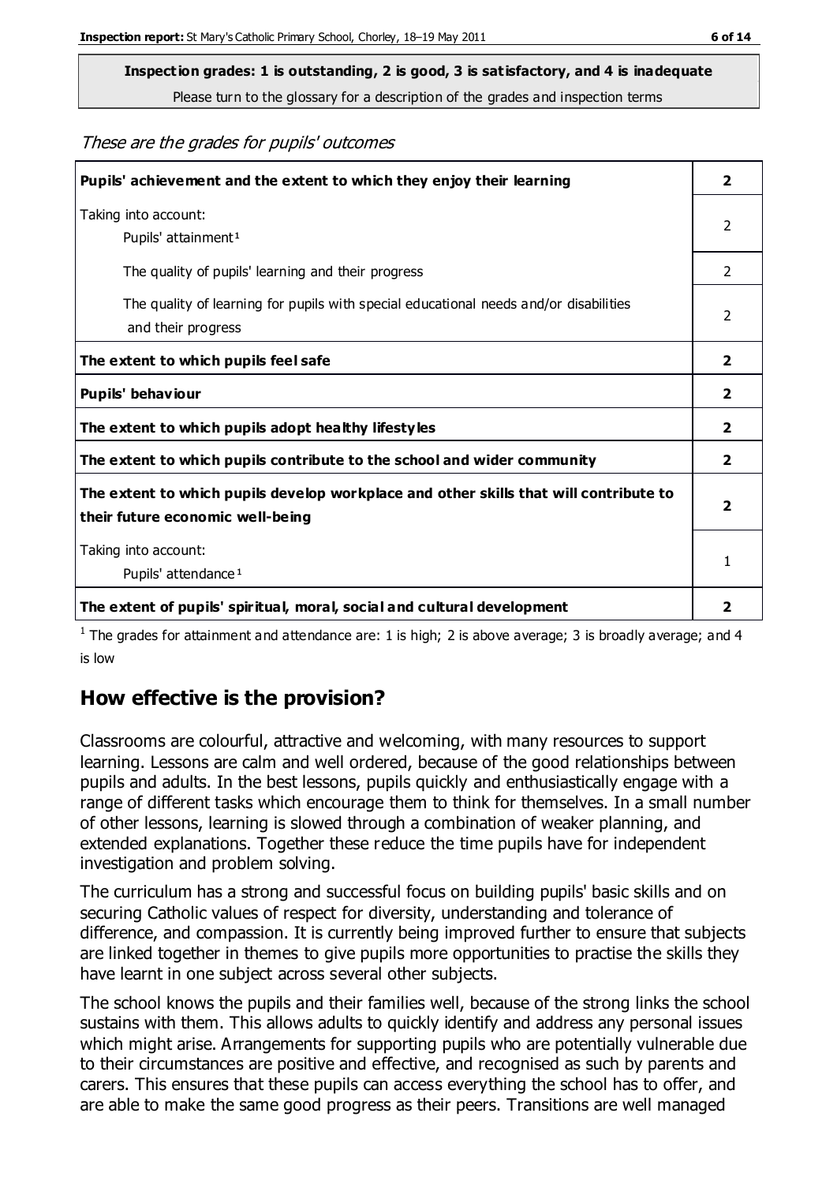**Inspection grades: 1 is outstanding, 2 is good, 3 is satisfactory, and 4 is inadequate**

Please turn to the glossary for a description of the grades and inspection terms

*These are the grades for pupils' outcomes*

| | |
|---|---|
| **Pupils' achievement and the extent to which they enjoy their learning** | **2** |
| Taking into account:<br>Pupils' attainment[1] | 2 |
| The quality of pupils' learning and their progress | 2 |
| The quality of learning for pupils with special educational needs and/or disabilities and their progress | 2 |
| **The extent to which pupils feel safe** | **2** |
| **Pupils' behaviour** | **2** |
| **The extent to which pupils adopt healthy lifestyles** | **2** |
| **The extent to which pupils contribute to the school and wider community** | **2** |
| **The extent to which pupils develop workplace and other skills that will contribute to their future economic well-being** | **2** |
| Taking into account:<br>Pupils' attendance[1] | 1 |
| **The extent of pupils' spiritual, moral, social and cultural development** | **2** |

[1] The grades for attainment and attendance are: 1 is high; 2 is above average; 3 is broadly average; and 4 is low

## How effective is the provision?

Classrooms are colourful, attractive and welcoming, with many resources to support learning. Lessons are calm and well ordered, because of the good relationships between pupils and adults. In the best lessons, pupils quickly and enthusiastically engage with a range of different tasks which encourage them to think for themselves. In a small number of other lessons, learning is slowed through a combination of weaker planning, and extended explanations. Together these reduce the time pupils have for independent investigation and problem solving.

The curriculum has a strong and successful focus on building pupils' basic skills and on securing Catholic values of respect for diversity, understanding and tolerance of difference, and compassion. It is currently being improved further to ensure that subjects are linked together in themes to give pupils more opportunities to practise the skills they have learnt in one subject across several other subjects.

The school knows the pupils and their families well, because of the strong links the school sustains with them. This allows adults to quickly identify and address any personal issues which might arise. Arrangements for supporting pupils who are potentially vulnerable due to their circumstances are positive and effective, and recognised as such by parents and carers. This ensures that these pupils can access everything the school has to offer, and are able to make the same good progress as their peers. Transitions are well managed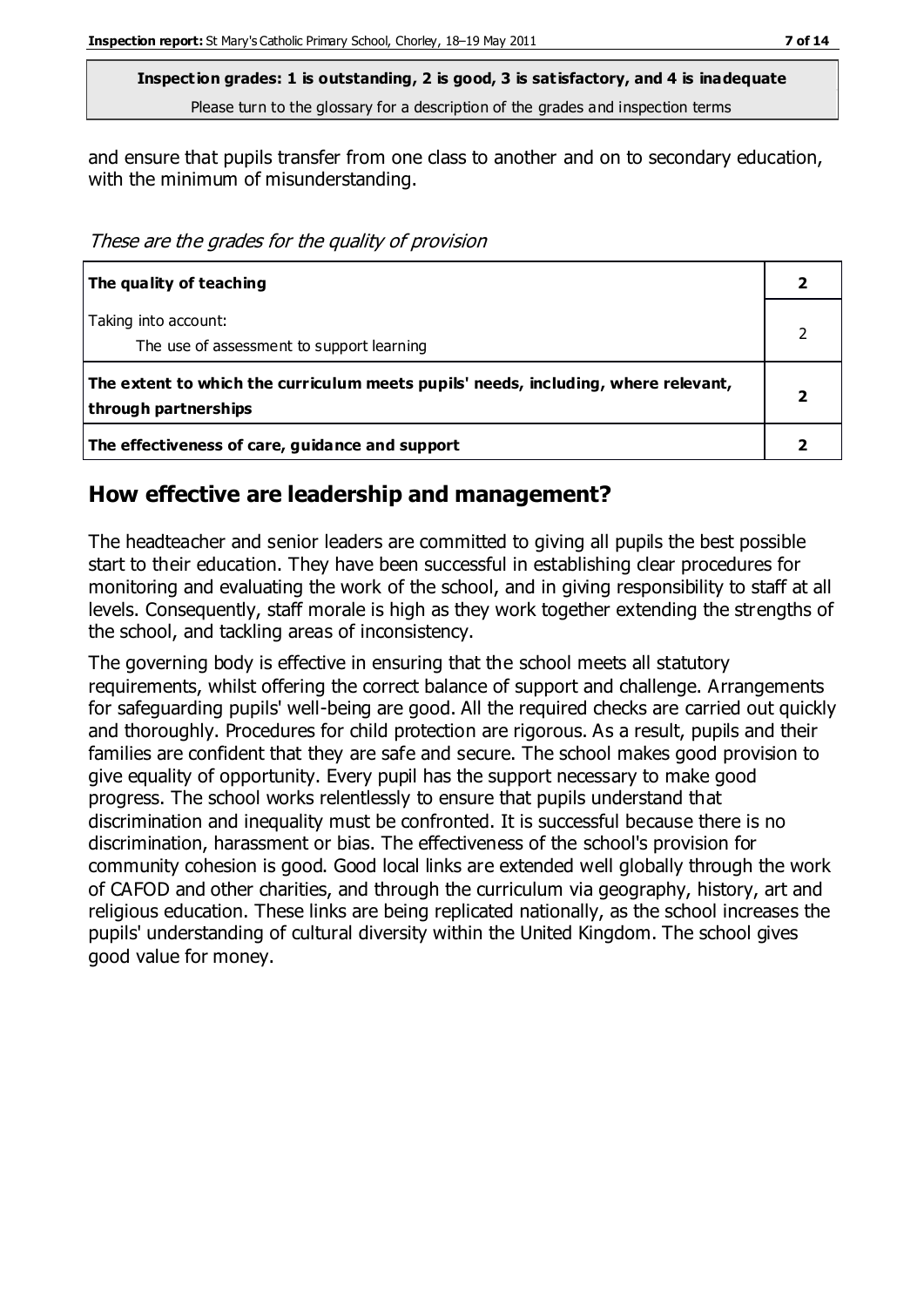**Inspection grades: 1 is outstanding, 2 is good, 3 is satisfactory, and 4 is inadequate**
Please turn to the glossary for a description of the grades and inspection terms

and ensure that pupils transfer from one class to another and on to secondary education, with the minimum of misunderstanding.

*These are the grades for the quality of provision*

| | |
|---|---|
| **The quality of teaching** | **2** |
| Taking into account: The use of assessment to support learning | 2 |
| **The extent to which the curriculum meets pupils' needs, including, where relevant, through partnerships** | **2** |
| **The effectiveness of care, guidance and support** | **2** |

## How effective are leadership and management?

The headteacher and senior leaders are committed to giving all pupils the best possible start to their education. They have been successful in establishing clear procedures for monitoring and evaluating the work of the school, and in giving responsibility to staff at all levels. Consequently, staff morale is high as they work together extending the strengths of the school, and tackling areas of inconsistency.

The governing body is effective in ensuring that the school meets all statutory requirements, whilst offering the correct balance of support and challenge. Arrangements for safeguarding pupils' well-being are good. All the required checks are carried out quickly and thoroughly. Procedures for child protection are rigorous. As a result, pupils and their families are confident that they are safe and secure. The school makes good provision to give equality of opportunity. Every pupil has the support necessary to make good progress. The school works relentlessly to ensure that pupils understand that discrimination and inequality must be confronted. It is successful because there is no discrimination, harassment or bias. The effectiveness of the school's provision for community cohesion is good. Good local links are extended well globally through the work of CAFOD and other charities, and through the curriculum via geography, history, art and religious education. These links are being replicated nationally, as the school increases the pupils' understanding of cultural diversity within the United Kingdom. The school gives good value for money.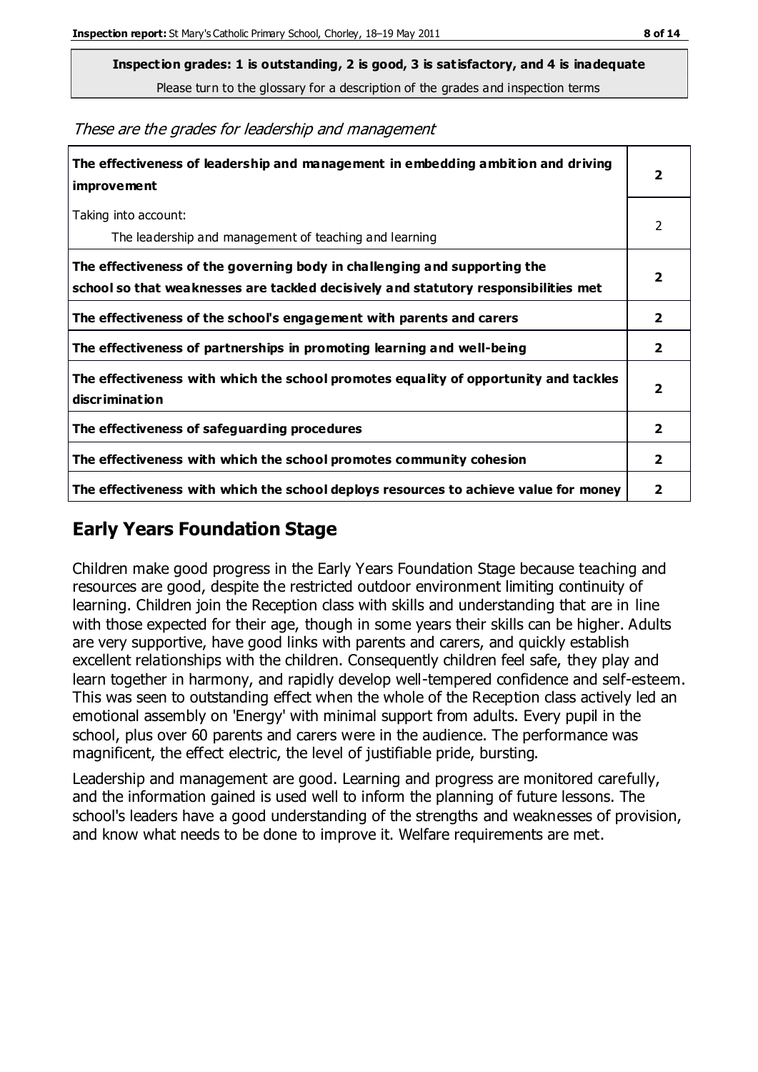**Inspection grades: 1 is outstanding, 2 is good, 3 is satisfactory, and 4 is inadequate**
Please turn to the glossary for a description of the grades and inspection terms

*These are the grades for leadership and management*

| | |
|---|---|
| **The effectiveness of leadership and management in embedding ambition and driving improvement** | **2** |
| Taking into account:<br>The leadership and management of teaching and learning | 2 |
| **The effectiveness of the governing body in challenging and supporting the school so that weaknesses are tackled decisively and statutory responsibilities met** | **2** |
| **The effectiveness of the school's engagement with parents and carers** | **2** |
| **The effectiveness of partnerships in promoting learning and well-being** | **2** |
| **The effectiveness with which the school promotes equality of opportunity and tackles discrimination** | **2** |
| **The effectiveness of safeguarding procedures** | **2** |
| **The effectiveness with which the school promotes community cohesion** | **2** |
| **The effectiveness with which the school deploys resources to achieve value for money** | **2** |

## Early Years Foundation Stage

Children make good progress in the Early Years Foundation Stage because teaching and resources are good, despite the restricted outdoor environment limiting continuity of learning. Children join the Reception class with skills and understanding that are in line with those expected for their age, though in some years their skills can be higher. Adults are very supportive, have good links with parents and carers, and quickly establish excellent relationships with the children. Consequently children feel safe, they play and learn together in harmony, and rapidly develop well-tempered confidence and self-esteem. This was seen to outstanding effect when the whole of the Reception class actively led an emotional assembly on 'Energy' with minimal support from adults. Every pupil in the school, plus over 60 parents and carers were in the audience. The performance was magnificent, the effect electric, the level of justifiable pride, bursting.

Leadership and management are good. Learning and progress are monitored carefully, and the information gained is used well to inform the planning of future lessons. The school's leaders have a good understanding of the strengths and weaknesses of provision, and know what needs to be done to improve it. Welfare requirements are met.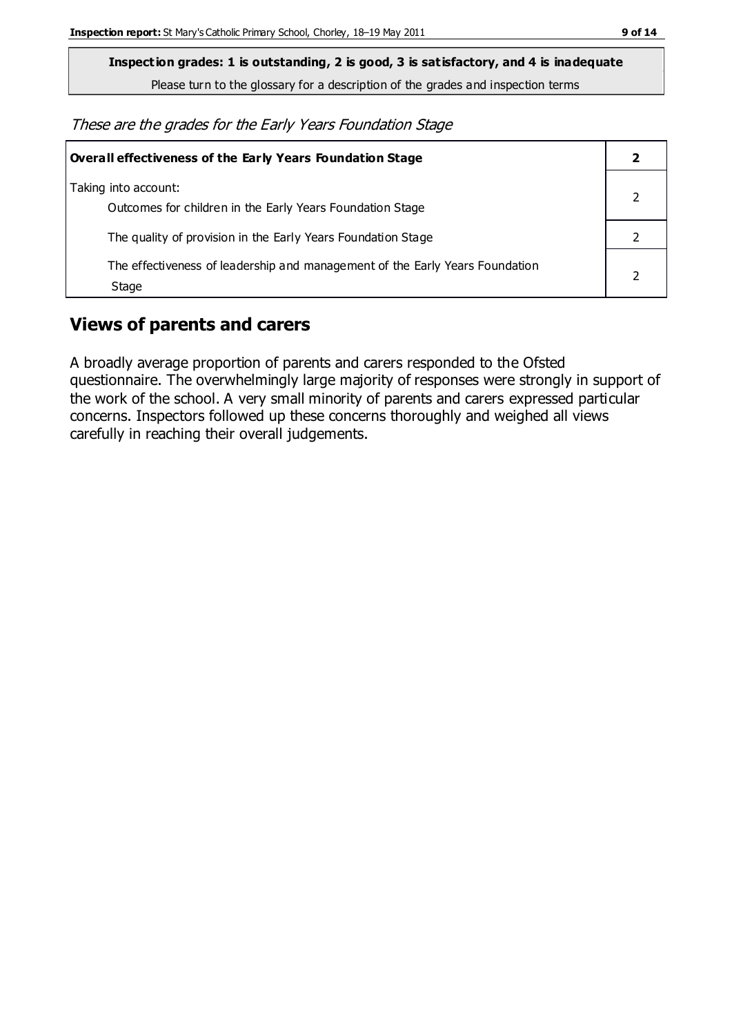**Inspection grades: 1 is outstanding, 2 is good, 3 is satisfactory, and 4 is inadequate**
Please turn to the glossary for a description of the grades and inspection terms

*These are the grades for the Early Years Foundation Stage*

| **Overall effectiveness of the Early Years Foundation Stage** | **2** |
|---|---|
| Taking into account:<br>Outcomes for children in the Early Years Foundation Stage | 2 |
| The quality of provision in the Early Years Foundation Stage | 2 |
| The effectiveness of leadership and management of the Early Years Foundation Stage | 2 |

## Views of parents and carers

A broadly average proportion of parents and carers responded to the Ofsted questionnaire. The overwhelmingly large majority of responses were strongly in support of the work of the school. A very small minority of parents and carers expressed particular concerns. Inspectors followed up these concerns thoroughly and weighed all views carefully in reaching their overall judgements.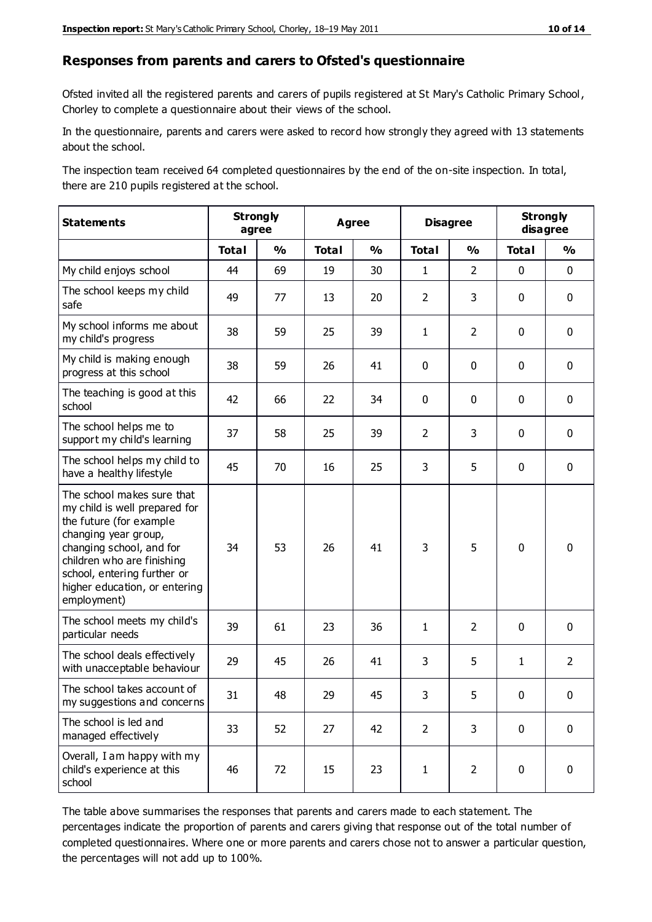## Responses from parents and carers to Ofsted's questionnaire

Ofsted invited all the registered parents and carers of pupils registered at St Mary's Catholic Primary School, Chorley to complete a questionnaire about their views of the school.

In the questionnaire, parents and carers were asked to record how strongly they agreed with 13 statements about the school.

The inspection team received 64 completed questionnaires by the end of the on-site inspection. In total, there are 210 pupils registered at the school.

| Statements | Strongly agree | | Agree | | Disagree | | Strongly disagree | |
|---|---|---|---|---|---|---|---|---|
| | Total | % | Total | % | Total | % | Total | % |
| My child enjoys school | 44 | 69 | 19 | 30 | 1 | 2 | 0 | 0 |
| The school keeps my child safe | 49 | 77 | 13 | 20 | 2 | 3 | 0 | 0 |
| My school informs me about my child's progress | 38 | 59 | 25 | 39 | 1 | 2 | 0 | 0 |
| My child is making enough progress at this school | 38 | 59 | 26 | 41 | 0 | 0 | 0 | 0 |
| The teaching is good at this school | 42 | 66 | 22 | 34 | 0 | 0 | 0 | 0 |
| The school helps me to support my child's learning | 37 | 58 | 25 | 39 | 2 | 3 | 0 | 0 |
| The school helps my child to have a healthy lifestyle | 45 | 70 | 16 | 25 | 3 | 5 | 0 | 0 |
| The school makes sure that my child is well prepared for the future (for example changing year group, changing school, and for children who are finishing school, entering further or higher education, or entering employment) | 34 | 53 | 26 | 41 | 3 | 5 | 0 | 0 |
| The school meets my child's particular needs | 39 | 61 | 23 | 36 | 1 | 2 | 0 | 0 |
| The school deals effectively with unacceptable behaviour | 29 | 45 | 26 | 41 | 3 | 5 | 1 | 2 |
| The school takes account of my suggestions and concerns | 31 | 48 | 29 | 45 | 3 | 5 | 0 | 0 |
| The school is led and managed effectively | 33 | 52 | 27 | 42 | 2 | 3 | 0 | 0 |
| Overall, I am happy with my child's experience at this school | 46 | 72 | 15 | 23 | 1 | 2 | 0 | 0 |

The table above summarises the responses that parents and carers made to each statement. The percentages indicate the proportion of parents and carers giving that response out of the total number of completed questionnaires. Where one or more parents and carers chose not to answer a particular question, the percentages will not add up to 100%.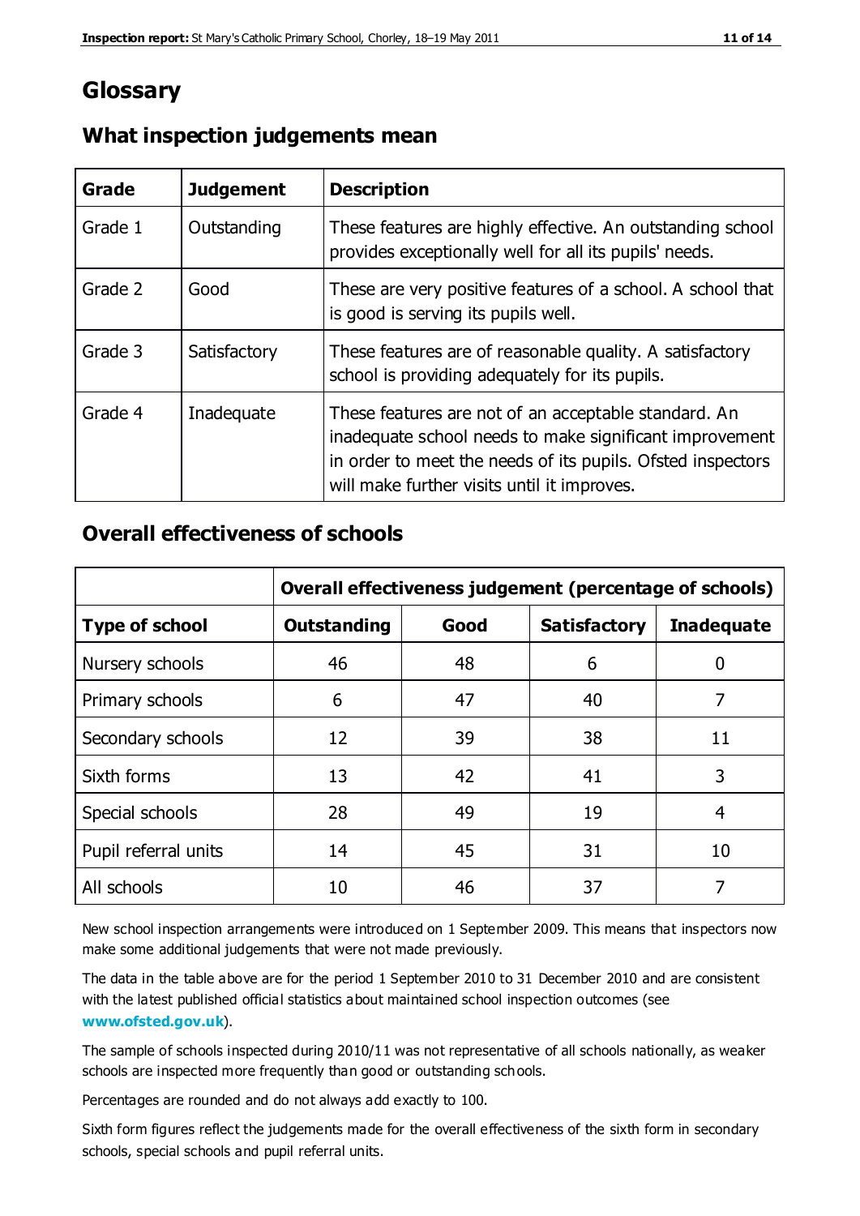# Glossary

## What inspection judgements mean

| Grade | Judgement | Description |
|---|---|---|
| Grade 1 | Outstanding | These features are highly effective. An outstanding school provides exceptionally well for all its pupils' needs. |
| Grade 2 | Good | These are very positive features of a school. A school that is good is serving its pupils well. |
| Grade 3 | Satisfactory | These features are of reasonable quality. A satisfactory school is providing adequately for its pupils. |
| Grade 4 | Inadequate | These features are not of an acceptable standard. An inadequate school needs to make significant improvement in order to meet the needs of its pupils. Ofsted inspectors will make further visits until it improves. |

## Overall effectiveness of schools

| | Overall effectiveness judgement (percentage of schools) | | | |
|---|---|---|---|---|
| **Type of school** | **Outstanding** | **Good** | **Satisfactory** | **Inadequate** |
| Nursery schools | 46 | 48 | 6 | 0 |
| Primary schools | 6 | 47 | 40 | 7 |
| Secondary schools | 12 | 39 | 38 | 11 |
| Sixth forms | 13 | 42 | 41 | 3 |
| Special schools | 28 | 49 | 19 | 4 |
| Pupil referral units | 14 | 45 | 31 | 10 |
| All schools | 10 | 46 | 37 | 7 |

New school inspection arrangements were introduced on 1 September 2009. This means that inspectors now make some additional judgements that were not made previously.

The data in the table above are for the period 1 September 2010 to 31 December 2010 and are consistent with the latest published official statistics about maintained school inspection outcomes (see **www.ofsted.gov.uk**).

The sample of schools inspected during 2010/11 was not representative of all schools nationally, as weaker schools are inspected more frequently than good or outstanding schools.

Percentages are rounded and do not always add exactly to 100.

Sixth form figures reflect the judgements made for the overall effectiveness of the sixth form in secondary schools, special schools and pupil referral units.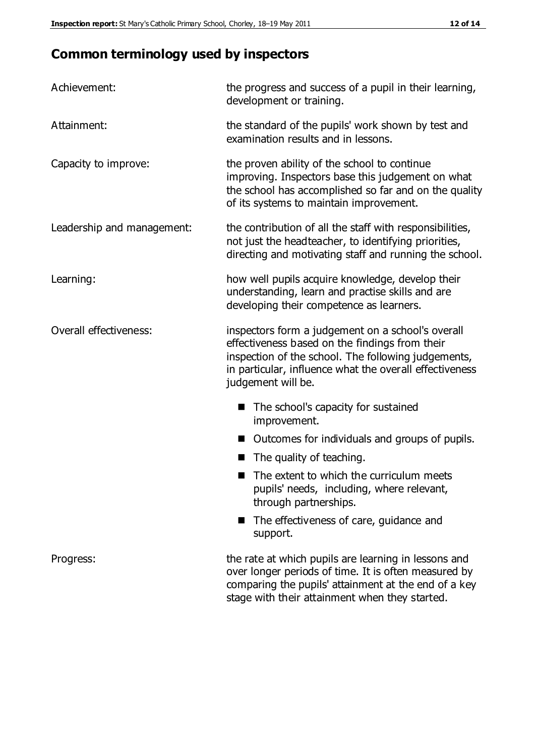## Common terminology used by inspectors

**Achievement:** the progress and success of a pupil in their learning, development or training.

**Attainment:** the standard of the pupils' work shown by test and examination results and in lessons.

**Capacity to improve:** the proven ability of the school to continue improving. Inspectors base this judgement on what the school has accomplished so far and on the quality of its systems to maintain improvement.

**Leadership and management:** the contribution of all the staff with responsibilities, not just the headteacher, to identifying priorities, directing and motivating staff and running the school.

**Learning:** how well pupils acquire knowledge, develop their understanding, learn and practise skills and are developing their competence as learners.

**Overall effectiveness:** inspectors form a judgement on a school's overall effectiveness based on the findings from their inspection of the school. The following judgements, in particular, influence what the overall effectiveness judgement will be.

- The school's capacity for sustained improvement.
- Outcomes for individuals and groups of pupils.
- The quality of teaching.
- The extent to which the curriculum meets pupils' needs, including, where relevant, through partnerships.
- The effectiveness of care, guidance and support.

**Progress:** the rate at which pupils are learning in lessons and over longer periods of time. It is often measured by comparing the pupils' attainment at the end of a key stage with their attainment when they started.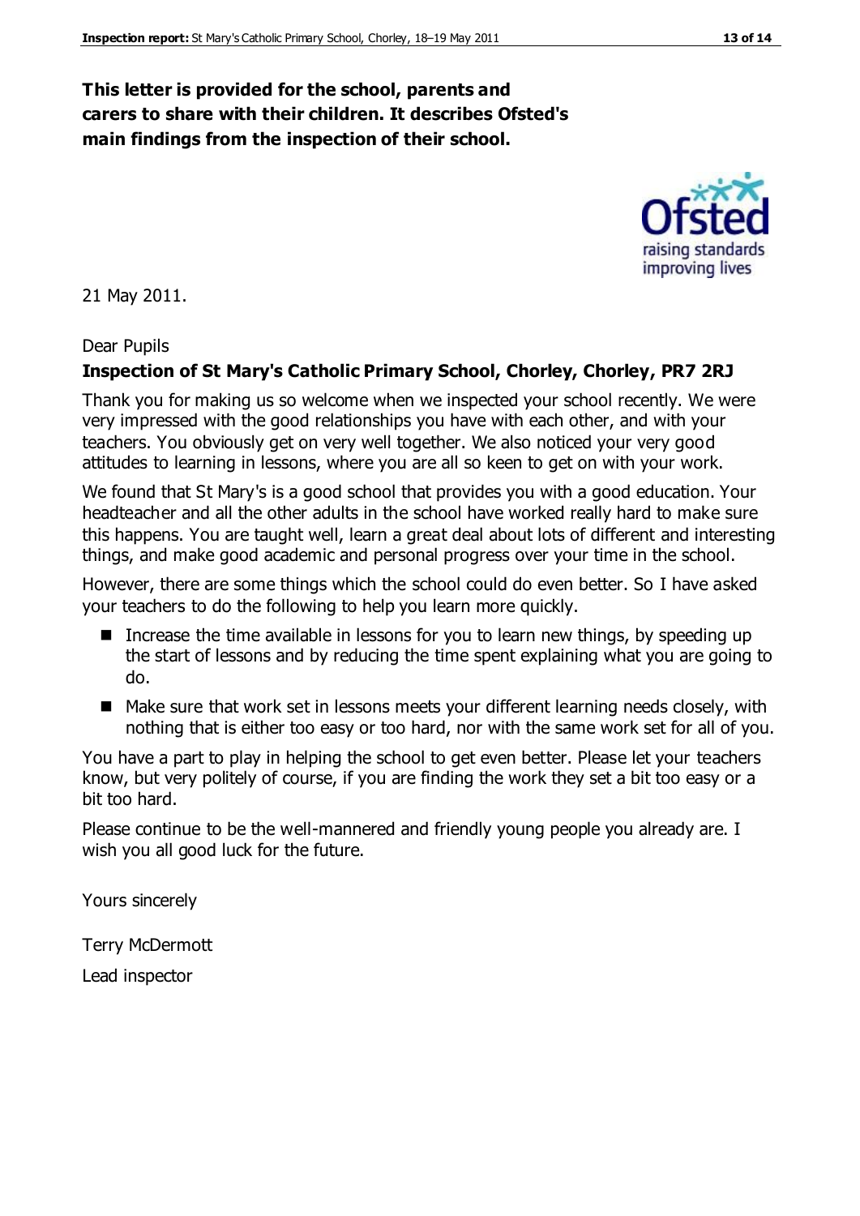**This letter is provided for the school, parents and carers to share with their children. It describes Ofsted's main findings from the inspection of their school.**

21 May 2011.

Dear Pupils

**Inspection of St Mary's Catholic Primary School, Chorley, Chorley, PR7 2RJ**

Thank you for making us so welcome when we inspected your school recently. We were very impressed with the good relationships you have with each other, and with your teachers. You obviously get on very well together. We also noticed your very good attitudes to learning in lessons, where you are all so keen to get on with your work.

We found that St Mary's is a good school that provides you with a good education. Your headteacher and all the other adults in the school have worked really hard to make sure this happens. You are taught well, learn a great deal about lots of different and interesting things, and make good academic and personal progress over your time in the school.

However, there are some things which the school could do even better. So I have asked your teachers to do the following to help you learn more quickly.

- Increase the time available in lessons for you to learn new things, by speeding up the start of lessons and by reducing the time spent explaining what you are going to do.
- Make sure that work set in lessons meets your different learning needs closely, with nothing that is either too easy or too hard, nor with the same work set for all of you.

You have a part to play in helping the school to get even better. Please let your teachers know, but very politely of course, if you are finding the work they set a bit too easy or a bit too hard.

Please continue to be the well-mannered and friendly young people you already are. I wish you all good luck for the future.

Yours sincerely

Terry McDermott

Lead inspector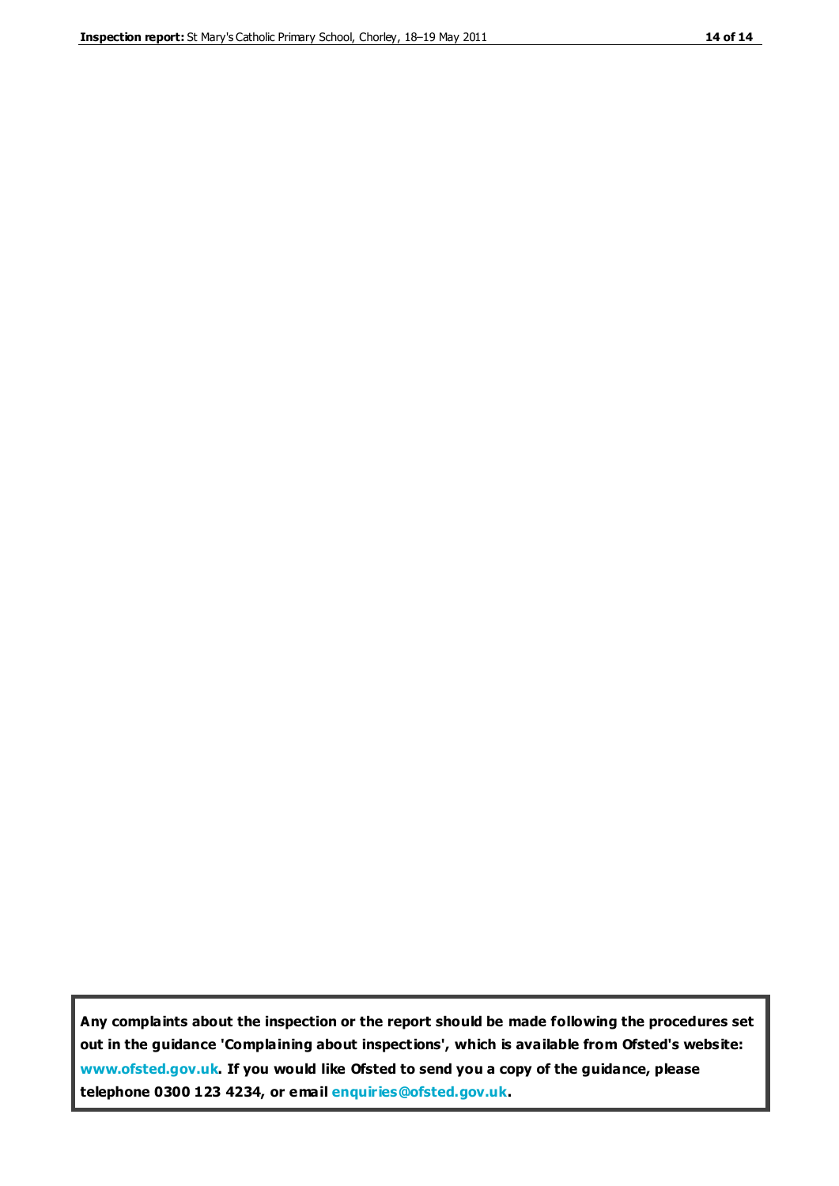**Any complaints about the inspection or the report should be made following the procedures set out in the guidance 'Complaining about inspections', which is available from Ofsted's website: www.ofsted.gov.uk. If you would like Ofsted to send you a copy of the guidance, please telephone 0300 123 4234, or email enquiries@ofsted.gov.uk.**